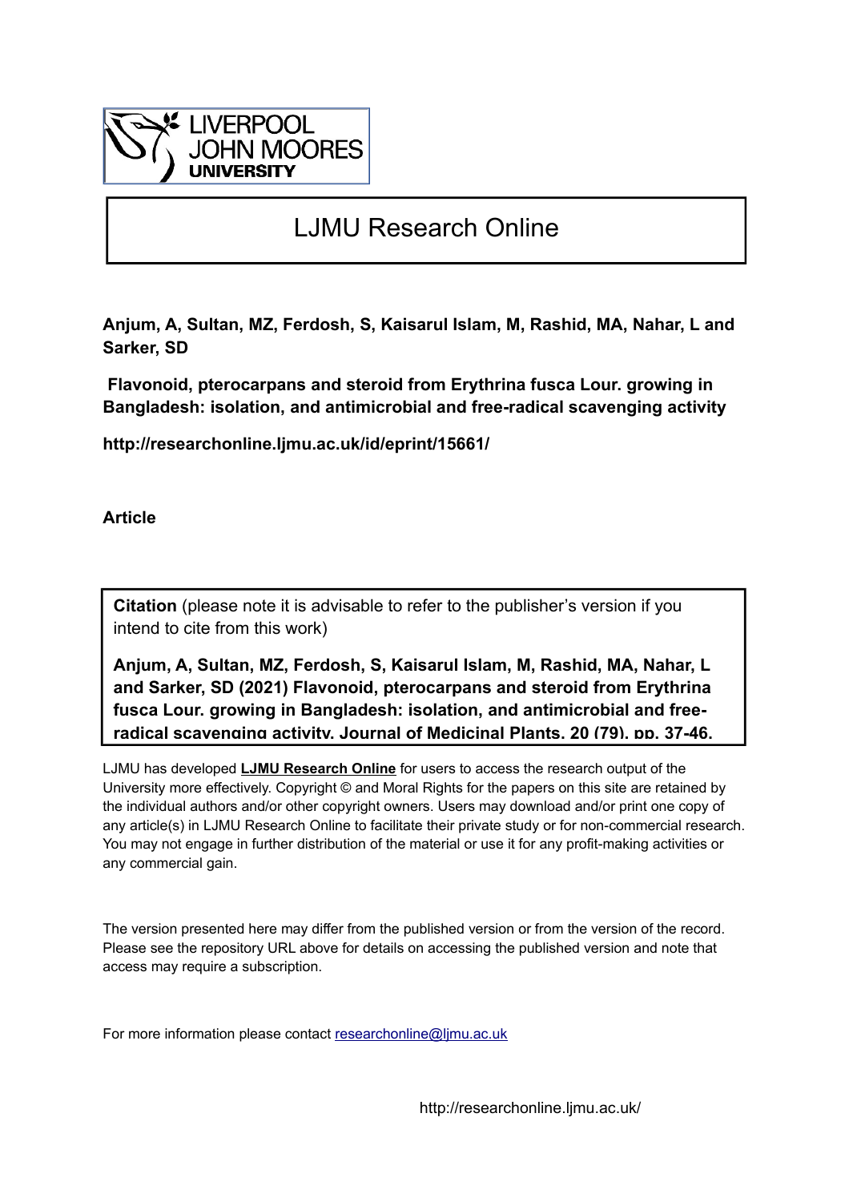# LJMU Research Online

**Anjum, A, Sultan, MZ, Ferdosh, S, Kaisarul Islam, M, Rashid, MA, Nahar, L and Sarker, SD**

**Flavonoid, pterocarpans and steroid from Erythrina fusca Lour. growing in Bangladesh: isolation, and antimicrobial and free-radical scavenging activity**

**http://researchonline.ljmu.ac.uk/id/eprint/15661/**

**Article**

**Citation** (please note it is advisable to refer to the publisher's version if you intend to cite from this work)

**Anjum, A, Sultan, MZ, Ferdosh, S, Kaisarul Islam, M, Rashid, MA, Nahar, L and Sarker, SD (2021) Flavonoid, pterocarpans and steroid from Erythrina fusca Lour. growing in Bangladesh: isolation, and antimicrobial and free-radical scavenging activity. Journal of Medicinal Plants, 20 (79). pp. 37-46.**

LJMU has developed **LJMU Research Online** for users to access the research output of the University more effectively. Copyright © and Moral Rights for the papers on this site are retained by the individual authors and/or other copyright owners. Users may download and/or print one copy of any article(s) in LJMU Research Online to facilitate their private study or for non-commercial research. You may not engage in further distribution of the material or use it for any profit-making activities or any commercial gain.

The version presented here may differ from the published version or from the version of the record. Please see the repository URL above for details on accessing the published version and note that access may require a subscription.

For more information please contact researchonline@ljmu.ac.uk

http://researchonline.ljmu.ac.uk/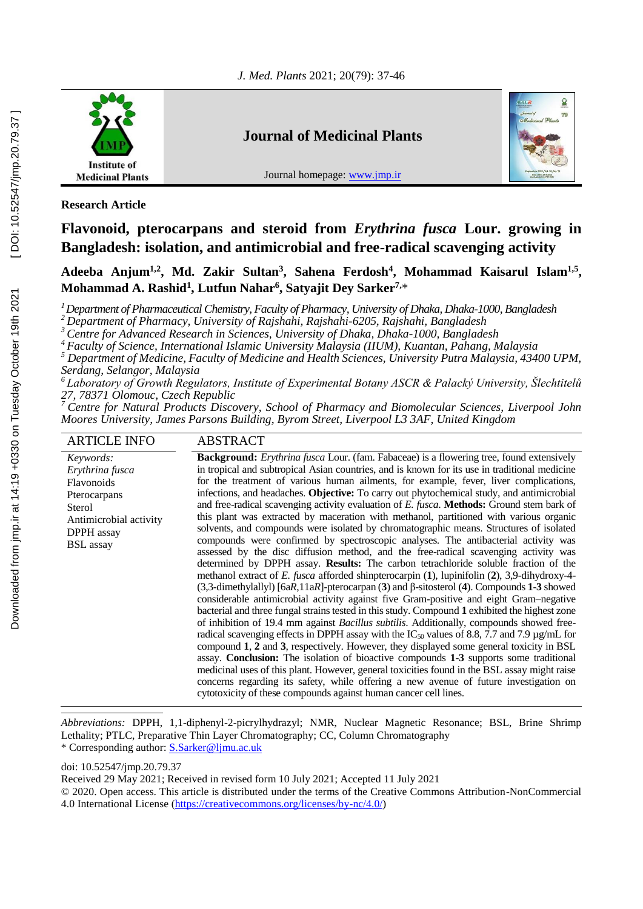**Research Article**

# Flavonoid, pterocarpans and steroid from *Erythrina fusca* Lour. growing in Bangladesh: isolation, and antimicrobial and free-radical scavenging activity

**Adeeba Anjum[1,2], Md. Zakir Sultan[3], Sahena Ferdosh[4], Mohammad Kaisarul Islam[1,5], Mohammad A. Rashid[1], Lutfun Nahar[6], Satyajit Dey Sarker[7,]\***

[1] *Department of Pharmaceutical Chemistry, Faculty of Pharmacy, University of Dhaka, Dhaka-1000, Bangladesh*
[2] *Department of Pharmacy, University of Rajshahi, Rajshahi-6205, Rajshahi, Bangladesh*
[3] *Centre for Advanced Research in Sciences, University of Dhaka, Dhaka-1000, Bangladesh*
[4] *Faculty of Science, International Islamic University Malaysia (IIUM), Kuantan, Pahang, Malaysia*
[5] *Department of Medicine, Faculty of Medicine and Health Sciences, University Putra Malaysia, 43400 UPM, Serdang, Selangor, Malaysia*
[6] *Laboratory of Growth Regulators, Institute of Experimental Botany ASCR & Palacký University, Šlechtitelů 27, 78371 Olomouc, Czech Republic*
[7] *Centre for Natural Products Discovery, School of Pharmacy and Biomolecular Sciences, Liverpool John Moores University, James Parsons Building, Byrom Street, Liverpool L3 3AF, United Kingdom*

## ARTICLE INFO

*Keywords:*
*Erythrina fusca*
Flavonoids
Pterocarpans
Sterol
Antimicrobial activity
DPPH assay
BSL assay

## ABSTRACT

**Background:** *Erythrina fusca* Lour. (fam. Fabaceae) is a flowering tree, found extensively in tropical and subtropical Asian countries, and is known for its use in traditional medicine for the treatment of various human ailments, for example, fever, liver complications, infections, and headaches. **Objective:** To carry out phytochemical study, and antimicrobial and free-radical scavenging activity evaluation of *E. fusca*. **Methods:** Ground stem bark of this plant was extracted by maceration with methanol, partitioned with various organic solvents, and compounds were isolated by chromatographic means. Structures of isolated compounds were confirmed by spectroscopic analyses. The antibacterial activity was assessed by the disc diffusion method, and the free-radical scavenging activity was determined by DPPH assay. **Results:** The carbon tetrachloride soluble fraction of the methanol extract of *E. fusca* afforded shinpterocarpin (**1**), lupinifolin (**2**), 3,9-dihydroxy-4-(3,3-dimethylallyl) [6a*R*,11a*R*]-pterocarpan (**3**) and β-sitosterol (**4**). Compounds **1**-**3** showed considerable antimicrobial activity against five Gram-positive and eight Gram–negative bacterial and three fungal strains tested in this study. Compound **1** exhibited the highest zone of inhibition of 19.4 mm against *Bacillus subtilis*. Additionally, compounds showed free-radical scavenging effects in DPPH assay with the $IC_{50}$ values of 8.8, 7.7 and 7.9 µg/mL for compound **1**, **2** and **3**, respectively. However, they displayed some general toxicity in BSL assay. **Conclusion:** The isolation of bioactive compounds **1**-**3** supports some traditional medicinal uses of this plant. However, general toxicities found in the BSL assay might raise concerns regarding its safety, while offering a new avenue of future investigation on cytotoxicity of these compounds against human cancer cell lines.

---

*Abbreviations:* DPPH, 1,1-diphenyl-2-picrylhydrazyl; NMR, Nuclear Magnetic Resonance; BSL, Brine Shrimp Lethality; PTLC, Preparative Thin Layer Chromatography; CC, Column Chromatography
\* Corresponding author: S.Sarker@ljmu.ac.uk

doi: 10.52547/jmp.20.79.37
Received 29 May 2021; Received in revised form 10 July 2021; Accepted 11 July 2021
© 2020. Open access. This article is distributed under the terms of the Creative Commons Attribution-NonCommercial 4.0 International License (https://creativecommons.org/licenses/by-nc/4.0/)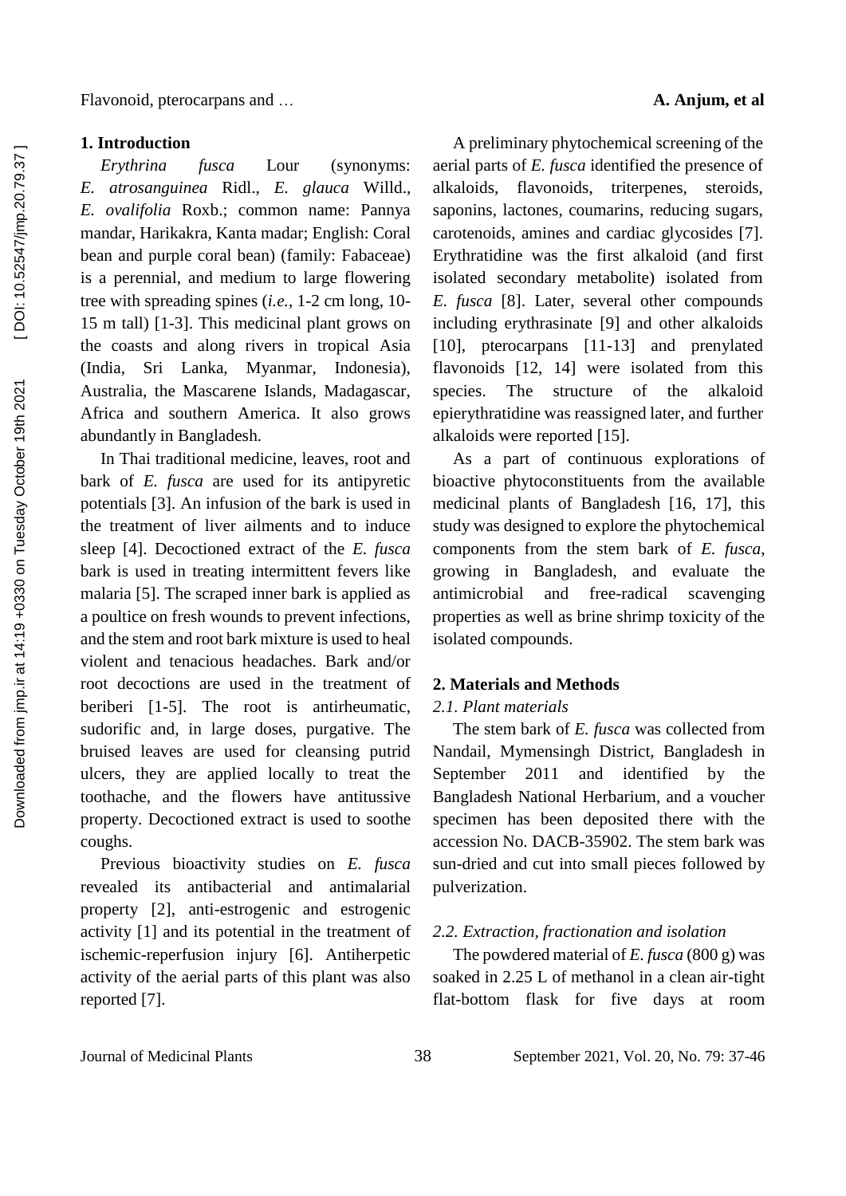## 1. Introduction

*Erythrina fusca* Lour (synonyms: *E. atrosanguinea* Ridl., *E. glauca* Willd., *E. ovalifolia* Roxb.; common name: Pannya mandar, Harikakra, Kanta madar; English: Coral bean and purple coral bean) (family: Fabaceae) is a perennial, and medium to large flowering tree with spreading spines (*i.e.*, 1-2 cm long, 10-15 m tall) [1-3]. This medicinal plant grows on the coasts and along rivers in tropical Asia (India, Sri Lanka, Myanmar, Indonesia), Australia, the Mascarene Islands, Madagascar, Africa and southern America. It also grows abundantly in Bangladesh.

In Thai traditional medicine, leaves, root and bark of *E. fusca* are used for its antipyretic potentials [3]. An infusion of the bark is used in the treatment of liver ailments and to induce sleep [4]. Decoctioned extract of the *E. fusca* bark is used in treating intermittent fevers like malaria [5]. The scraped inner bark is applied as a poultice on fresh wounds to prevent infections, and the stem and root bark mixture is used to heal violent and tenacious headaches. Bark and/or root decoctions are used in the treatment of beriberi [1-5]. The root is antirheumatic, sudorific and, in large doses, purgative. The bruised leaves are used for cleansing putrid ulcers, they are applied locally to treat the toothache, and the flowers have antitussive property. Decoctioned extract is used to soothe coughs.

Previous bioactivity studies on *E. fusca* revealed its antibacterial and antimalarial property [2], anti-estrogenic and estrogenic activity [1] and its potential in the treatment of ischemic-reperfusion injury [6]. Antiherpetic activity of the aerial parts of this plant was also reported [7].

A preliminary phytochemical screening of the aerial parts of *E. fusca* identified the presence of alkaloids, flavonoids, triterpenes, steroids, saponins, lactones, coumarins, reducing sugars, carotenoids, amines and cardiac glycosides [7]. Erythratidine was the first alkaloid (and first isolated secondary metabolite) isolated from *E. fusca* [8]. Later, several other compounds including erythrasinate [9] and other alkaloids [10], pterocarpans [11-13] and prenylated flavonoids [12, 14] were isolated from this species. The structure of the alkaloid epierythratidine was reassigned later, and further alkaloids were reported [15].

As a part of continuous explorations of bioactive phytoconstituents from the available medicinal plants of Bangladesh [16, 17], this study was designed to explore the phytochemical components from the stem bark of *E. fusca*, growing in Bangladesh, and evaluate the antimicrobial and free-radical scavenging properties as well as brine shrimp toxicity of the isolated compounds.

## 2. Materials and Methods

### 2.1. Plant materials

The stem bark of *E. fusca* was collected from Nandail, Mymensingh District, Bangladesh in September 2011 and identified by the Bangladesh National Herbarium, and a voucher specimen has been deposited there with the accession No. DACB-35902. The stem bark was sun-dried and cut into small pieces followed by pulverization.

### 2.2. Extraction, fractionation and isolation

The powdered material of *E. fusca* (800 g) was soaked in 2.25 L of methanol in a clean air-tight flat-bottom flask for five days at room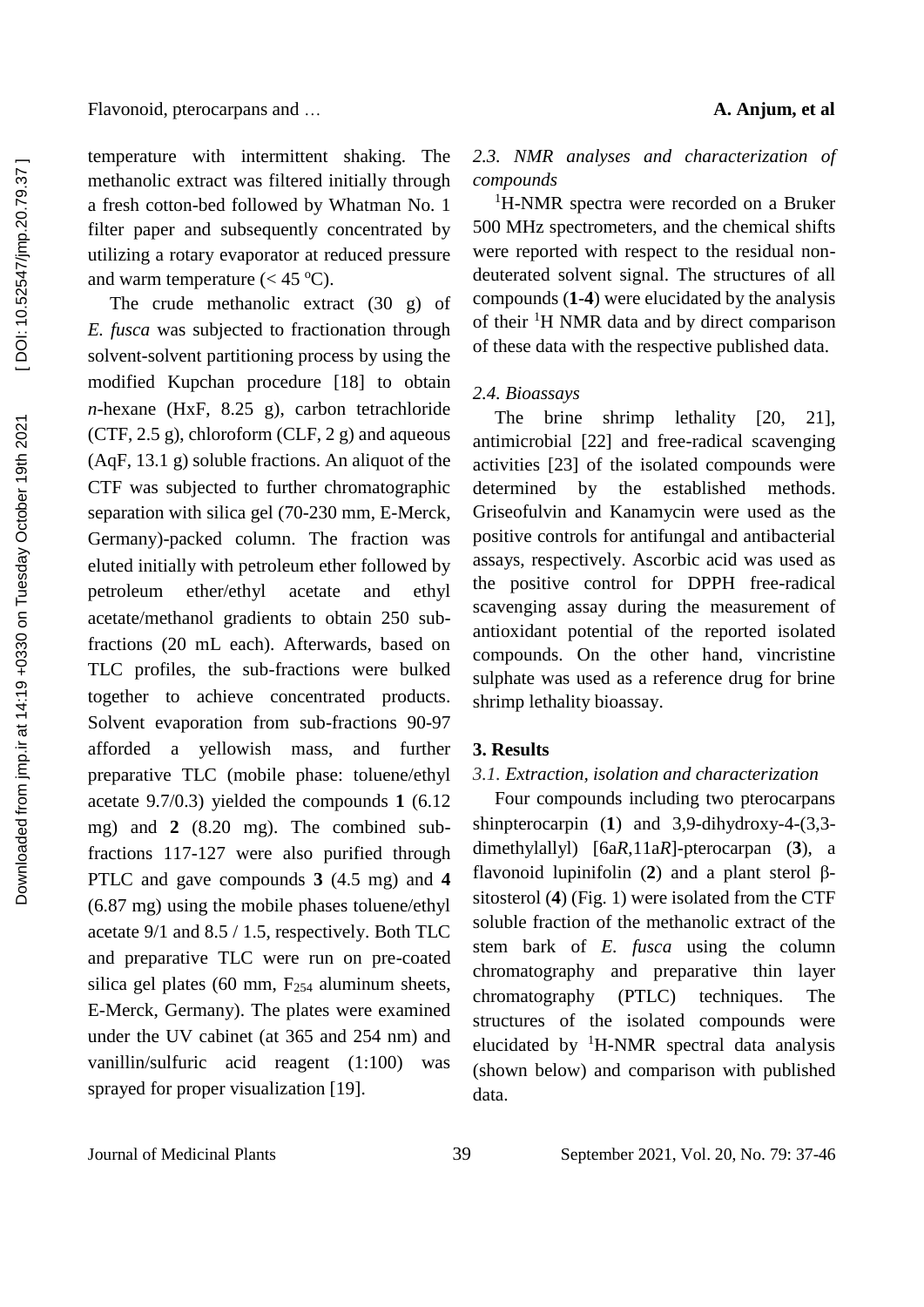temperature with intermittent shaking. The methanolic extract was filtered initially through a fresh cotton-bed followed by Whatman No. 1 filter paper and subsequently concentrated by utilizing a rotary evaporator at reduced pressure and warm temperature (< 45 °C).

The crude methanolic extract (30 g) of *E. fusca* was subjected to fractionation through solvent-solvent partitioning process by using the modified Kupchan procedure [18] to obtain *n*-hexane (HxF, 8.25 g), carbon tetrachloride (CTF, 2.5 g), chloroform (CLF, 2 g) and aqueous (AqF, 13.1 g) soluble fractions. An aliquot of the CTF was subjected to further chromatographic separation with silica gel (70-230 mm, E-Merck, Germany)-packed column. The fraction was eluted initially with petroleum ether followed by petroleum ether/ethyl acetate and ethyl acetate/methanol gradients to obtain 250 sub-fractions (20 mL each). Afterwards, based on TLC profiles, the sub-fractions were bulked together to achieve concentrated products. Solvent evaporation from sub-fractions 90-97 afforded a yellowish mass, and further preparative TLC (mobile phase: toluene/ethyl acetate 9.7/0.3) yielded the compounds **1** (6.12 mg) and **2** (8.20 mg). The combined sub-fractions 117-127 were also purified through PTLC and gave compounds **3** (4.5 mg) and **4** (6.87 mg) using the mobile phases toluene/ethyl acetate 9/1 and 8.5 / 1.5, respectively. Both TLC and preparative TLC were run on pre-coated silica gel plates (60 mm, $F_{254}$ aluminum sheets, E-Merck, Germany). The plates were examined under the UV cabinet (at 365 and 254 nm) and vanillin/sulfuric acid reagent (1:100) was sprayed for proper visualization [19].

### *2.3. NMR analyses and characterization of compounds*

$^1$H-NMR spectra were recorded on a Bruker 500 MHz spectrometers, and the chemical shifts were reported with respect to the residual non-deuterated solvent signal. The structures of all compounds (**1**-**4**) were elucidated by the analysis of their $^1$H NMR data and by direct comparison of these data with the respective published data.

### *2.4. Bioassays*

The brine shrimp lethality [20, 21], antimicrobial [22] and free-radical scavenging activities [23] of the isolated compounds were determined by the established methods. Griseofulvin and Kanamycin were used as the positive controls for antifungal and antibacterial assays, respectively. Ascorbic acid was used as the positive control for DPPH free-radical scavenging assay during the measurement of antioxidant potential of the reported isolated compounds. On the other hand, vincristine sulphate was used as a reference drug for brine shrimp lethality bioassay.

## 3. Results

### *3.1. Extraction, isolation and characterization*

Four compounds including two pterocarpans shinpterocarpin (**1**) and 3,9-dihydroxy-4-(3,3-dimethylallyl) [6a*R*,11a*R*]-pterocarpan (**3**), a flavonoid lupinifolin (**2**) and a plant sterol β-sitosterol (**4**) (Fig. 1) were isolated from the CTF soluble fraction of the methanolic extract of the stem bark of *E. fusca* using the column chromatography and preparative thin layer chromatography (PTLC) techniques. The structures of the isolated compounds were elucidated by $^1$H-NMR spectral data analysis (shown below) and comparison with published data.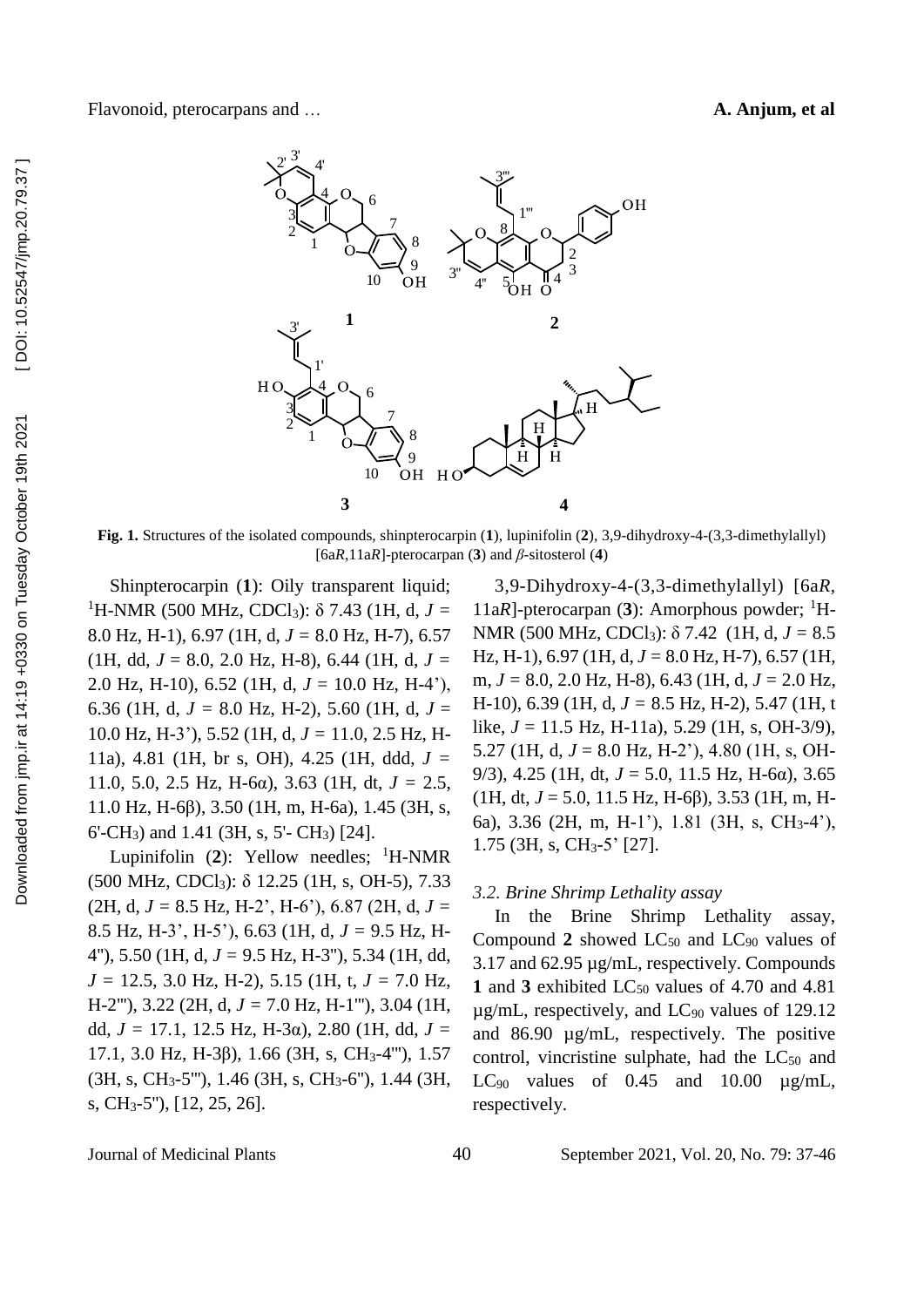**Fig. 1.** Structures of the isolated compounds, shinpterocarpin (**1**), lupinifolin (**2**), 3,9-dihydroxy-4-(3,3-dimethylallyl) [6a*R*,11a*R*]-pterocarpan (**3**) and *β*-sitosterol (**4**)

Shinpterocarpin (**1**): Oily transparent liquid; $^{1}$H-NMR (500 MHz, $CDCl_3$): δ 7.43 (1H, d, *J* = 8.0 Hz, H-1), 6.97 (1H, d, *J* = 8.0 Hz, H-7), 6.57 (1H, dd, *J* = 8.0, 2.0 Hz, H-8), 6.44 (1H, d, *J* = 2.0 Hz, H-10), 6.52 (1H, d, *J* = 10.0 Hz, H-4'), 6.36 (1H, d, *J* = 8.0 Hz, H-2), 5.60 (1H, d, *J* = 10.0 Hz, H-3'), 5.52 (1H, d, *J* = 11.0, 2.5 Hz, H-11a), 4.81 (1H, br s, OH), 4.25 (1H, ddd, *J* = 11.0, 5.0, 2.5 Hz, H-6α), 3.63 (1H, dt, *J* = 2.5, 11.0 Hz, H-6β), 3.50 (1H, m, H-6a), 1.45 (3H, s, 6'-$CH_3$) and 1.41 (3H, s, 5'- $CH_3$) [24].

Lupinifolin (**2**): Yellow needles; $^{1}$H-NMR (500 MHz, $CDCl_3$): δ 12.25 (1H, s, OH-5), 7.33 (2H, d, *J* = 8.5 Hz, H-2', H-6'), 6.87 (2H, d, *J* = 8.5 Hz, H-3', H-5'), 6.63 (1H, d, *J* = 9.5 Hz, H-4''), 5.50 (1H, d, *J* = 9.5 Hz, H-3''), 5.34 (1H, dd, *J* = 12.5, 3.0 Hz, H-2), 5.15 (1H, t, *J* = 7.0 Hz, H-2'''), 3.22 (2H, d, *J* = 7.0 Hz, H-1'''), 3.04 (1H, dd, *J* = 17.1, 12.5 Hz, H-3α), 2.80 (1H, dd, *J* = 17.1, 3.0 Hz, H-3β), 1.66 (3H, s, $CH_3$-4'''), 1.57 (3H, s, $CH_3$-5'''), 1.46 (3H, s, $CH_3$-6''), 1.44 (3H, s, $CH_3$-5''), [12, 25, 26].

3,9-Dihydroxy-4-(3,3-dimethylallyl) [6a*R*, 11a*R*]-pterocarpan (**3**): Amorphous powder; $^{1}$H-NMR (500 MHz, $CDCl_3$): δ 7.42 (1H, d, *J* = 8.5 Hz, H-1), 6.97 (1H, d, *J* = 8.0 Hz, H-7), 6.57 (1H, m, *J* = 8.0, 2.0 Hz, H-8), 6.43 (1H, d, *J* = 2.0 Hz, H-10), 6.39 (1H, d, *J* = 8.5 Hz, H-2), 5.47 (1H, t like, *J* = 11.5 Hz, H-11a), 5.29 (1H, s, OH-3/9), 5.27 (1H, d, *J* = 8.0 Hz, H-2'), 4.80 (1H, s, OH-9/3), 4.25 (1H, dt, *J* = 5.0, 11.5 Hz, H-6α), 3.65 (1H, dt, *J* = 5.0, 11.5 Hz, H-6β), 3.53 (1H, m, H-6a), 3.36 (2H, m, H-1'), 1.81 (3H, s, $CH_3$-4'), 1.75 (3H, s, $CH_3$-5' [27].

### *3.2. Brine Shrimp Lethality assay*

In the Brine Shrimp Lethality assay, Compound **2** showed $LC_{50}$ and $LC_{90}$ values of 3.17 and 62.95 µg/mL, respectively. Compounds **1** and **3** exhibited $LC_{50}$ values of 4.70 and 4.81 µg/mL, respectively, and $LC_{90}$ values of 129.12 and 86.90 µg/mL, respectively. The positive control, vincristine sulphate, had the $LC_{50}$ and $LC_{90}$ values of 0.45 and 10.00 µg/mL, respectively.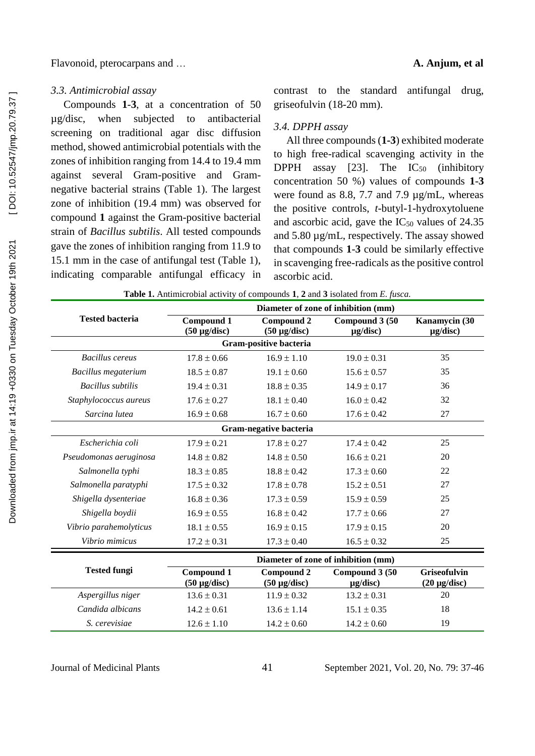### 3.3. Antimicrobial assay

Compounds **1**-**3**, at a concentration of 50 µg/disc, when subjected to antibacterial screening on traditional agar disc diffusion method, showed antimicrobial potentials with the zones of inhibition ranging from 14.4 to 19.4 mm against several Gram-positive and Gram-negative bacterial strains (Table 1). The largest zone of inhibition (19.4 mm) was observed for compound **1** against the Gram-positive bacterial strain of *Bacillus subtilis*. All tested compounds gave the zones of inhibition ranging from 11.9 to 15.1 mm in the case of antifungal test (Table 1), indicating comparable antifungal efficacy in contrast to the standard antifungal drug, griseofulvin (18-20 mm).

### 3.4. DPPH assay

All three compounds (**1**-**3**) exhibited moderate to high free-radical scavenging activity in the DPPH assay [23]. The $IC_{50}$ (inhibitory concentration 50 %) values of compounds **1**-**3** were found as 8.8, 7.7 and 7.9 µg/mL, whereas the positive controls, *t*-butyl-1-hydroxytoluene and ascorbic acid, gave the $IC_{50}$ values of 24.35 and 5.80 µg/mL, respectively. The assay showed that compounds **1**-**3** could be similarly effective in scavenging free-radicals as the positive control ascorbic acid.

**Table 1.** Antimicrobial activity of compounds **1**, **2** and **3** isolated from *E. fusca.*

| Tested bacteria | Diameter of zone of inhibition (mm) | | | |
|---|---|---|---|---|
| | **Compound 1 (50 µg/disc)** | **Compound 2 (50 µg/disc)** | **Compound 3 (50 µg/disc)** | **Kanamycin (30 µg/disc)** |
| **Gram-positive bacteria** | | | | |
| *Bacillus cereus* | 17.8 ± 0.66 | 16.9 ± 1.10 | 19.0 ± 0.31 | 35 |
| *Bacillus megaterium* | 18.5 ± 0.87 | 19.1 ± 0.60 | 15.6 ± 0.57 | 35 |
| *Bacillus subtilis* | 19.4 ± 0.31 | 18.8 ± 0.35 | 14.9 ± 0.17 | 36 |
| *Staphylococcus aureus* | 17.6 ± 0.27 | 18.1 ± 0.40 | 16.0 ± 0.42 | 32 |
| *Sarcina lutea* | 16.9 ± 0.68 | 16.7 ± 0.60 | 17.6 ± 0.42 | 27 |
| **Gram-negative bacteria** | | | | |
| *Escherichia coli* | 17.9 ± 0.21 | 17.8 ± 0.27 | 17.4 ± 0.42 | 25 |
| *Pseudomonas aeruginosa* | 14.8 ± 0.82 | 14.8 ± 0.50 | 16.6 ± 0.21 | 20 |
| *Salmonella typhi* | 18.3 ± 0.85 | 18.8 ± 0.42 | 17.3 ± 0.60 | 22 |
| *Salmonella paratyphi* | 17.5 ± 0.32 | 17.8 ± 0.78 | 15.2 ± 0.51 | 27 |
| *Shigella dysenteriae* | 16.8 ± 0.36 | 17.3 ± 0.59 | 15.9 ± 0.59 | 25 |
| *Shigella boydii* | 16.9 ± 0.55 | 16.8 ± 0.42 | 17.7 ± 0.66 | 27 |
| *Vibrio parahemolyticus* | 18.1 ± 0.55 | 16.9 ± 0.15 | 17.9 ± 0.15 | 20 |
| *Vibrio mimicus* | 17.2 ± 0.31 | 17.3 ± 0.40 | 16.5 ± 0.32 | 25 |
| **Tested fungi** | **Diameter of zone of inhibition (mm)** | | | |
| | **Compound 1 (50 µg/disc)** | **Compound 2 (50 µg/disc)** | **Compound 3 (50 µg/disc)** | **Griseofulvin (20 µg/disc)** |
| *Aspergillus niger* | 13.6 ± 0.31 | 11.9 ± 0.32 | 13.2 ± 0.31 | 20 |
| *Candida albicans* | 14.2 ± 0.61 | 13.6 ± 1.14 | 15.1 ± 0.35 | 18 |
| *S. cerevisiae* | 12.6 ± 1.10 | 14.2 ± 0.60 | 14.2 ± 0.60 | 19 |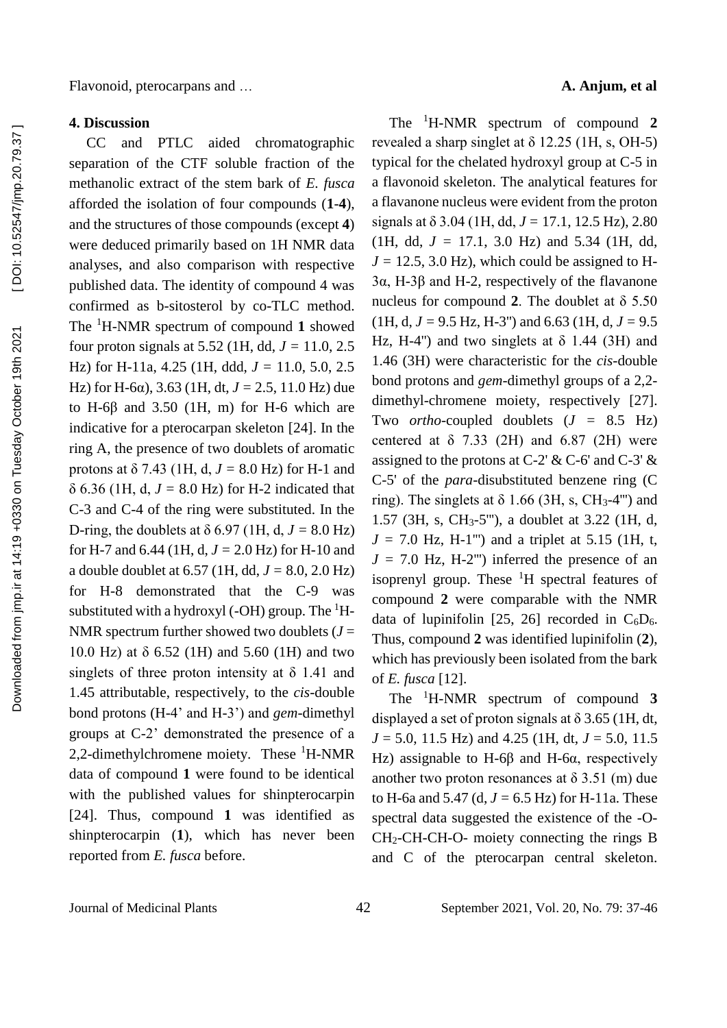## 4. Discussion

CC and PTLC aided chromatographic separation of the CTF soluble fraction of the methanolic extract of the stem bark of *E. fusca* afforded the isolation of four compounds (**1**-**4**), and the structures of those compounds (except **4**) were deduced primarily based on 1H NMR data analyses, and also comparison with respective published data. The identity of compound 4 was confirmed as b-sitosterol by co-TLC method. The $^1$H-NMR spectrum of compound **1** showed four proton signals at 5.52 (1H, dd, $J$ = 11.0, 2.5 Hz) for H-11a, 4.25 (1H, ddd, $J$ = 11.0, 5.0, 2.5 Hz) for H-6α), 3.63 (1H, dt, $J$ = 2.5, 11.0 Hz) due to H-6β and 3.50 (1H, m) for H-6 which are indicative for a pterocarpan skeleton [24]. In the ring A, the presence of two doublets of aromatic protons at δ 7.43 (1H, d, $J$ = 8.0 Hz) for H-1 and δ 6.36 (1H, d, $J$ = 8.0 Hz) for H-2 indicated that C-3 and C-4 of the ring were substituted. In the D-ring, the doublets at δ 6.97 (1H, d, $J$ = 8.0 Hz) for H-7 and 6.44 (1H, d, $J$ = 2.0 Hz) for H-10 and a double doublet at 6.57 (1H, dd, $J$ = 8.0, 2.0 Hz) for H-8 demonstrated that the C-9 was substituted with a hydroxyl (-OH) group. The $^1$H-NMR spectrum further showed two doublets ($J$ = 10.0 Hz) at δ 6.52 (1H) and 5.60 (1H) and two singlets of three proton intensity at δ 1.41 and 1.45 attributable, respectively, to the *cis*-double bond protons (H-4' and H-3') and *gem*-dimethyl groups at C-2' demonstrated the presence of a 2,2-dimethylchromene moiety. These $^1$H-NMR data of compound **1** were found to be identical with the published values for shinpterocarpin [24]. Thus, compound **1** was identified as shinpterocarpin (**1**), which has never been reported from *E. fusca* before.

The $^1$H-NMR spectrum of compound **2** revealed a sharp singlet at δ 12.25 (1H, s, OH-5) typical for the chelated hydroxyl group at C-5 in a flavonoid skeleton. The analytical features for a flavanone nucleus were evident from the proton signals at δ 3.04 (1H, dd, $J$ = 17.1, 12.5 Hz), 2.80 (1H, dd, $J$ = 17.1, 3.0 Hz) and 5.34 (1H, dd, $J$ = 12.5, 3.0 Hz), which could be assigned to H-3α, H-3β and H-2, respectively of the flavanone nucleus for compound **2**. The doublet at δ 5.50 (1H, d, $J$ = 9.5 Hz, H-3'') and 6.63 (1H, d, $J$ = 9.5 Hz, H-4'') and two singlets at δ 1.44 (3H) and 1.46 (3H) were characteristic for the *cis*-double bond protons and *gem*-dimethyl groups of a 2,2-dimethyl-chromene moiety, respectively [27]. Two *ortho*-coupled doublets ($J$ = 8.5 Hz) centered at δ 7.33 (2H) and 6.87 (2H) were assigned to the protons at C-2' & C-6' and C-3' & C-5' of the *para*-disubstituted benzene ring (C ring). The singlets at δ 1.66 (3H, s, $CH_3$-4''') and 1.57 (3H, s, $CH_3$-5'''), a doublet at 3.22 (1H, d, $J$ = 7.0 Hz, H-1''') and a triplet at 5.15 (1H, t, $J$ = 7.0 Hz, H-2''') inferred the presence of an isoprenyl group. These $^1$H spectral features of compound **2** were comparable with the NMR data of lupinifolin [25, 26] recorded in $C_6D_6$. Thus, compound **2** was identified lupinifolin (**2**), which has previously been isolated from the bark of *E. fusca* [12].

The $^1$H-NMR spectrum of compound **3** displayed a set of proton signals at δ 3.65 (1H, dt, $J$ = 5.0, 11.5 Hz) and 4.25 (1H, dt, $J$ = 5.0, 11.5 Hz) assignable to H-6β and H-6α, respectively another two proton resonances at δ 3.51 (m) due to H-6a and 5.47 (d, $J$ = 6.5 Hz) for H-11a. These spectral data suggested the existence of the -O-$CH_2$-CH-CH-O- moiety connecting the rings B and C of the pterocarpan central skeleton.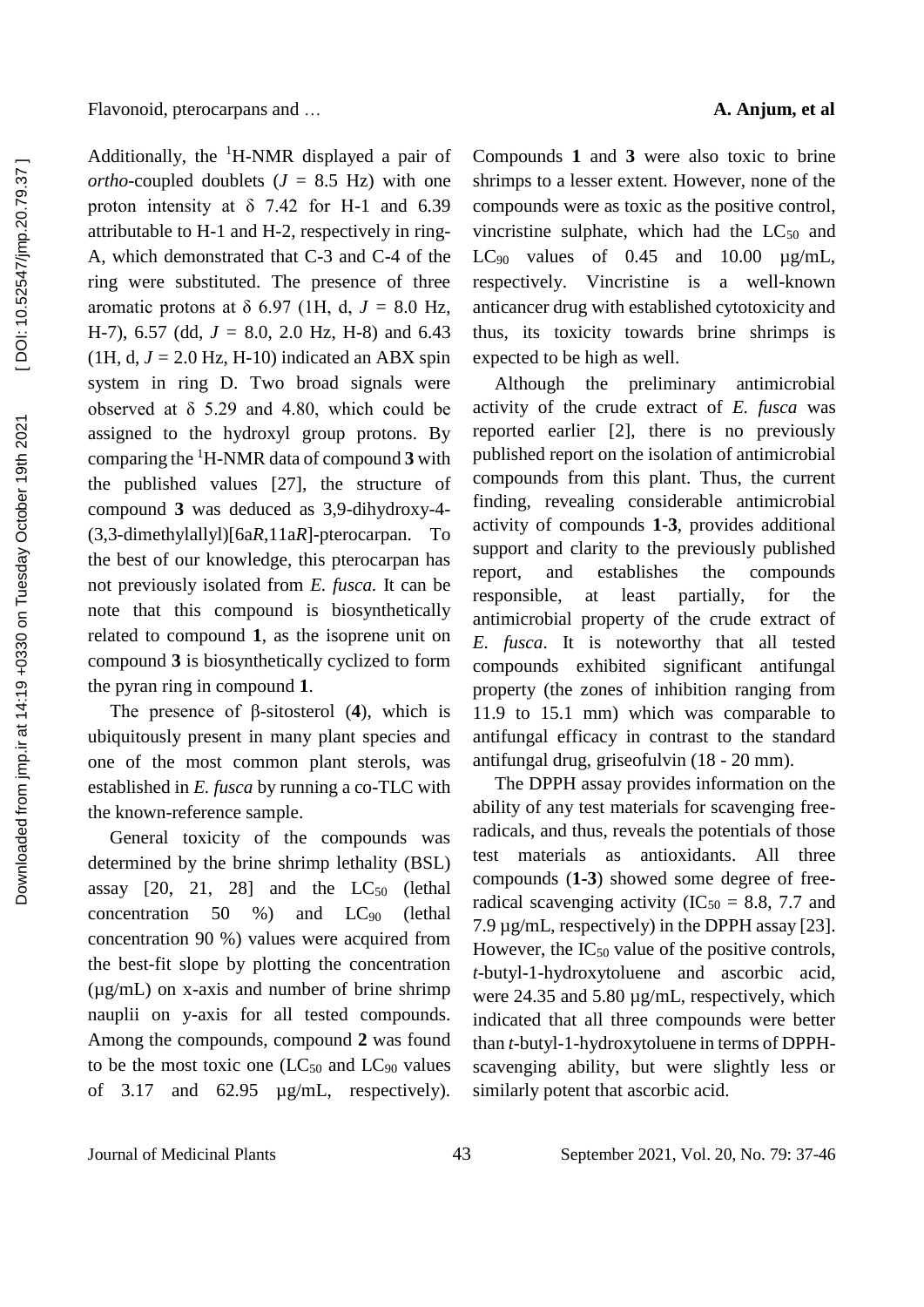Additionally, the $^1$H-NMR displayed a pair of *ortho*-coupled doublets ($J$ = 8.5 Hz) with one proton intensity at δ 7.42 for H-1 and 6.39 attributable to H-1 and H-2, respectively in ring-A, which demonstrated that C-3 and C-4 of the ring were substituted. The presence of three aromatic protons at δ 6.97 (1H, d, $J$ = 8.0 Hz, H-7), 6.57 (dd, $J$ = 8.0, 2.0 Hz, H-8) and 6.43 (1H, d, $J$ = 2.0 Hz, H-10) indicated an ABX spin system in ring D. Two broad signals were observed at δ 5.29 and 4.80, which could be assigned to the hydroxyl group protons. By comparing the $^1$H-NMR data of compound **3** with the published values [27], the structure of compound **3** was deduced as 3,9-dihydroxy-4-(3,3-dimethylallyl)[6a*R*,11a*R*]-pterocarpan. To the best of our knowledge, this pterocarpan has not previously isolated from *E. fusca*. It can be note that this compound is biosynthetically related to compound **1**, as the isoprene unit on compound **3** is biosynthetically cyclized to form the pyran ring in compound **1**.

The presence of β-sitosterol (**4**), which is ubiquitously present in many plant species and one of the most common plant sterols, was established in *E. fusca* by running a co-TLC with the known-reference sample.

General toxicity of the compounds was determined by the brine shrimp lethality (BSL) assay [20, 21, 28] and the $LC_{50}$ (lethal concentration 50 %) and $LC_{90}$ (lethal concentration 90 %) values were acquired from the best-fit slope by plotting the concentration (µg/mL) on x-axis and number of brine shrimp nauplii on y-axis for all tested compounds. Among the compounds, compound **2** was found to be the most toxic one ($LC_{50}$ and $LC_{90}$ values of 3.17 and 62.95 µg/mL, respectively). Compounds **1** and **3** were also toxic to brine shrimps to a lesser extent. However, none of the compounds were as toxic as the positive control, vincristine sulphate, which had the $LC_{50}$ and $LC_{90}$ values of 0.45 and 10.00 µg/mL, respectively. Vincristine is a well-known anticancer drug with established cytotoxicity and thus, its toxicity towards brine shrimps is expected to be high as well.

Although the preliminary antimicrobial activity of the crude extract of *E. fusca* was reported earlier [2], there is no previously published report on the isolation of antimicrobial compounds from this plant. Thus, the current finding, revealing considerable antimicrobial activity of compounds **1**-**3**, provides additional support and clarity to the previously published report, and establishes the compounds responsible, at least partially, for the antimicrobial property of the crude extract of *E. fusca*. It is noteworthy that all tested compounds exhibited significant antifungal property (the zones of inhibition ranging from 11.9 to 15.1 mm) which was comparable to antifungal efficacy in contrast to the standard antifungal drug, griseofulvin (18 - 20 mm).

The DPPH assay provides information on the ability of any test materials for scavenging free-radicals, and thus, reveals the potentials of those test materials as antioxidants. All three compounds (**1**-**3**) showed some degree of free-radical scavenging activity ($IC_{50}$ = 8.8, 7.7 and 7.9 µg/mL, respectively) in the DPPH assay [23]. However, the $IC_{50}$ value of the positive controls, *t*-butyl-1-hydroxytoluene and ascorbic acid, were 24.35 and 5.80 µg/mL, respectively, which indicated that all three compounds were better than *t*-butyl-1-hydroxytoluene in terms of DPPH-scavenging ability, but were slightly less or similarly potent that ascorbic acid.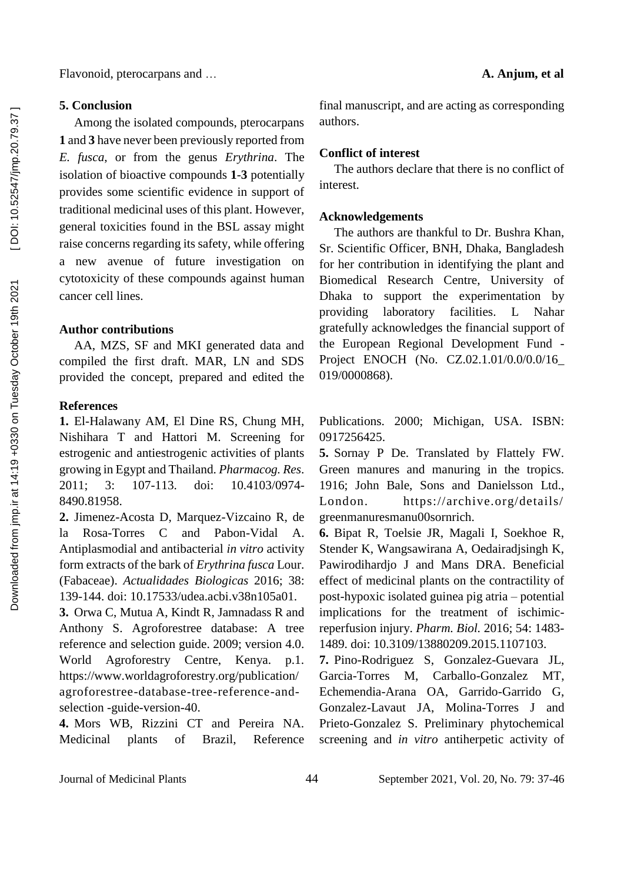## 5. Conclusion

Among the isolated compounds, pterocarpans **1** and **3** have never been previously reported from *E. fusca*, or from the genus *Erythrina*. The isolation of bioactive compounds **1**-**3** potentially provides some scientific evidence in support of traditional medicinal uses of this plant. However, general toxicities found in the BSL assay might raise concerns regarding its safety, while offering a new avenue of future investigation on cytotoxicity of these compounds against human cancer cell lines.

## Author contributions

AA, MZS, SF and MKI generated data and compiled the first draft. MAR, LN and SDS provided the concept, prepared and edited the final manuscript, and are acting as corresponding authors.

## Conflict of interest

The authors declare that there is no conflict of interest.

## Acknowledgements

The authors are thankful to Dr. Bushra Khan, Sr. Scientific Officer, BNH, Dhaka, Bangladesh for her contribution in identifying the plant and Biomedical Research Centre, University of Dhaka to support the experimentation by providing laboratory facilities. L Nahar gratefully acknowledges the financial support of the European Regional Development Fund - Project ENOCH (No. CZ.02.1.01/0.0/0.0/16_019/0000868).

## References

**1.** El-Halawany AM, El Dine RS, Chung MH, Nishihara T and Hattori M. Screening for estrogenic and antiestrogenic activities of plants growing in Egypt and Thailand. *Pharmacog. Res*. 2011; 3: 107-113. doi: 10.4103/0974-8490.81958.

**2.** Jimenez-Acosta D, Marquez-Vizcaino R, de la Rosa-Torres C and Pabon-Vidal A. Antiplasmodial and antibacterial *in vitro* activity form extracts of the bark of *Erythrina fusca* Lour. (Fabaceae). *Actualidades Biologicas* 2016; 38: 139-144. doi: 10.17533/udea.acbi.v38n105a01.

**3.** Orwa C, Mutua A, Kindt R, Jamnadass R and Anthony S. Agroforestree database: A tree reference and selection guide. 2009; version 4.0. World Agroforestry Centre, Kenya. p.1. https://www.worldagroforestry.org/publication/agroforestree-database-tree-reference-and-selection -guide-version-40.

**4.** Mors WB, Rizzini CT and Pereira NA. Medicinal plants of Brazil, Reference Publications. 2000; Michigan, USA. ISBN: 0917256425.

**5.** Sornay P De. Translated by Flattely FW. Green manures and manuring in the tropics. 1916; John Bale, Sons and Danielsson Ltd., London. https://archive.org/details/greenmanuresmanu00sornrich.

**6.** Bipat R, Toelsie JR, Magali I, Soekhoe R, Stender K, Wangsawirana A, Oedairadjsingh K, Pawirodihardjo J and Mans DRA. Beneficial effect of medicinal plants on the contractility of post-hypoxic isolated guinea pig atria – potential implications for the treatment of ischimic-reperfusion injury. *Pharm. Biol.* 2016; 54: 1483-1489. doi: 10.3109/13880209.2015.1107103.

**7.** Pino-Rodriguez S, Gonzalez-Guevara JL, Garcia-Torres M, Carballo-Gonzalez MT, Echemendia-Arana OA, Garrido-Garrido G, Gonzalez-Lavaut JA, Molina-Torres J and Prieto-Gonzalez S. Preliminary phytochemical screening and *in vitro* antiherpetic activity of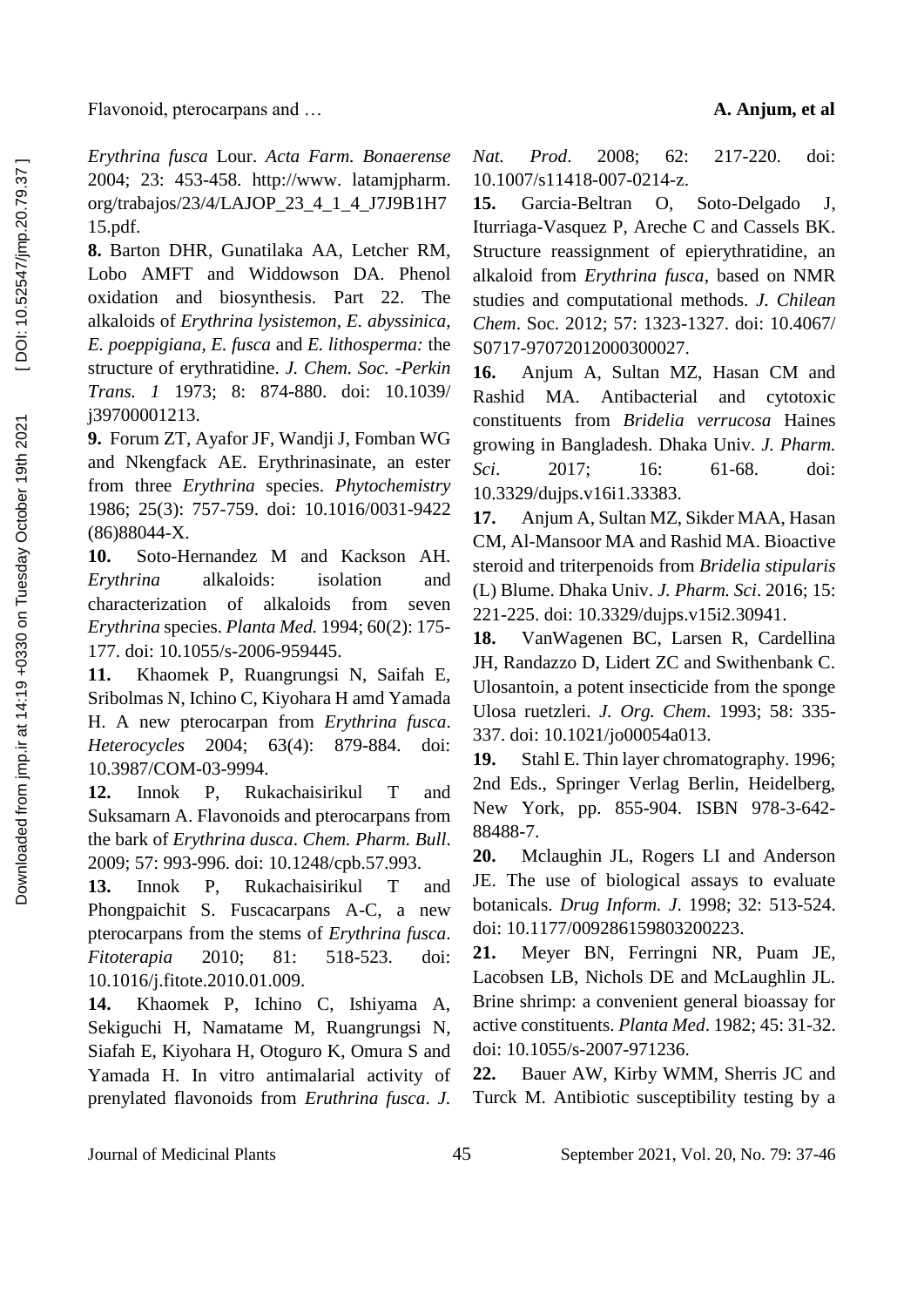*Erythrina fusca* Lour. *Acta Farm. Bonaerense* 2004; 23: 453-458. http://www. latamjpharm. org/trabajos/23/4/LAJOP_23_4_1_4_J7J9B1H7 15.pdf.

**8.** Barton DHR, Gunatilaka AA, Letcher RM, Lobo AMFT and Widdowson DA. Phenol oxidation and biosynthesis. Part 22. The alkaloids of *Erythrina lysistemon*, *E. abyssinica*, *E. poeppigiana*, *E. fusca* and *E. lithosperma:* the structure of erythratidine. *J. Chem. Soc. -Perkin Trans. 1* 1973; 8: 874-880. doi: 10.1039/ j39700001213.

**9.** Forum ZT, Ayafor JF, Wandji J, Fomban WG and Nkengfack AE. Erythrinasinate, an ester from three *Erythrina* species. *Phytochemistry* 1986; 25(3): 757-759. doi: 10.1016/0031-9422 (86)88044-X.

**10.** Soto-Hernandez M and Kackson AH. *Erythrina* alkaloids: isolation and characterization of alkaloids from seven *Erythrina* species. *Planta Med.* 1994; 60(2): 175-177. doi: 10.1055/s-2006-959445.

**11.** Khaomek P, Ruangrungsi N, Saifah E, Sribolmas N, Ichino C, Kiyohara H amd Yamada H. A new pterocarpan from *Erythrina fusca*. *Heterocycles* 2004; 63(4): 879-884. doi: 10.3987/COM-03-9994.

**12.** Innok P, Rukachaisirikul T and Suksamarn A. Flavonoids and pterocarpans from the bark of *Erythrina dusca*. *Chem. Pharm. Bull*. 2009; 57: 993-996. doi: 10.1248/cpb.57.993.

**13.** Innok P, Rukachaisirikul T and Phongpaichit S. Fuscacarpans A-C, a new pterocarpans from the stems of *Erythrina fusca*. *Fitoterapia* 2010; 81: 518-523. doi: 10.1016/j.fitote.2010.01.009.

**14.** Khaomek P, Ichino C, Ishiyama A, Sekiguchi H, Namatame M, Ruangrungsi N, Siafah E, Kiyohara H, Otoguro K, Omura S and Yamada H. In vitro antimalarial activity of prenylated flavonoids from *Eruthrina fusca*. *J. Nat. Prod*. 2008; 62: 217-220. doi: 10.1007/s11418-007-0214-z.

**15.** Garcia-Beltran O, Soto-Delgado J, Iturriaga-Vasquez P, Areche C and Cassels BK. Structure reassignment of epierythratidine, an alkaloid from *Erythrina fusca*, based on NMR studies and computational methods. *J. Chilean Chem*. Soc. 2012; 57: 1323-1327. doi: 10.4067/ S0717-97072012000300027.

**16.** Anjum A, Sultan MZ, Hasan CM and Rashid MA. Antibacterial and cytotoxic constituents from *Bridelia verrucosa* Haines growing in Bangladesh. Dhaka Univ. *J. Pharm. Sci*. 2017; 16: 61-68. doi: 10.3329/dujps.v16i1.33383.

**17.** Anjum A, Sultan MZ, Sikder MAA, Hasan CM, Al-Mansoor MA and Rashid MA. Bioactive steroid and triterpenoids from *Bridelia stipularis* (L) Blume. Dhaka Univ. *J. Pharm. Sci*. 2016; 15: 221-225. doi: 10.3329/dujps.v15i2.30941.

**18.** VanWagenen BC, Larsen R, Cardellina JH, Randazzo D, Lidert ZC and Swithenbank C. Ulosantoin, a potent insecticide from the sponge Ulosa ruetzleri. *J. Org. Chem*. 1993; 58: 335-337. doi: 10.1021/jo00054a013.

**19.** Stahl E. Thin layer chromatography. 1996; 2nd Eds., Springer Verlag Berlin, Heidelberg, New York, pp. 855-904. ISBN 978-3-642-88488-7.

**20.** Mclaughin JL, Rogers LI and Anderson JE. The use of biological assays to evaluate botanicals. *Drug Inform. J*. 1998; 32: 513-524. doi: 10.1177/009286159803200223.

**21.** Meyer BN, Ferringni NR, Puam JE, Lacobsen LB, Nichols DE and McLaughlin JL. Brine shrimp: a convenient general bioassay for active constituents. *Planta Med*. 1982; 45: 31-32. doi: 10.1055/s-2007-971236.

**22.** Bauer AW, Kirby WMM, Sherris JC and Turck M. Antibiotic susceptibility testing by a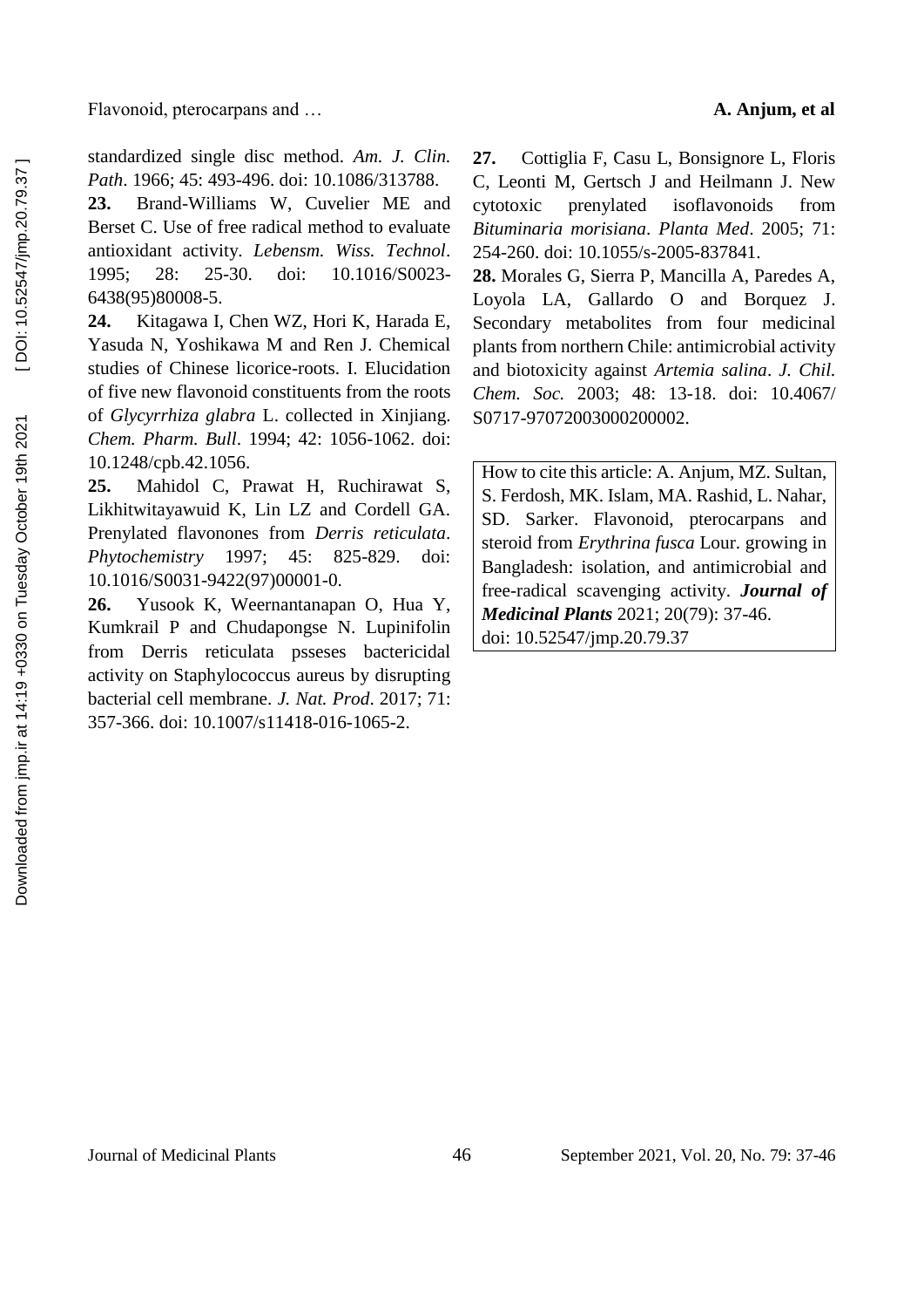standardized single disc method. *Am. J. Clin. Path*. 1966; 45: 493-496. doi: 10.1086/313788.

**23.** Brand-Williams W, Cuvelier ME and Berset C. Use of free radical method to evaluate antioxidant activity. *Lebensm. Wiss. Technol*. 1995; 28: 25-30. doi: 10.1016/S0023-6438(95)80008-5.

**24.** Kitagawa I, Chen WZ, Hori K, Harada E, Yasuda N, Yoshikawa M and Ren J. Chemical studies of Chinese licorice-roots. I. Elucidation of five new flavonoid constituents from the roots of *Glycyrrhiza glabra* L. collected in Xinjiang. *Chem. Pharm. Bull*. 1994; 42: 1056-1062. doi: 10.1248/cpb.42.1056.

**25.** Mahidol C, Prawat H, Ruchirawat S, Likhitwitayawuid K, Lin LZ and Cordell GA. Prenylated flavonones from *Derris reticulata*. *Phytochemistry* 1997; 45: 825-829. doi: 10.1016/S0031-9422(97)00001-0.

**26.** Yusook K, Weernantanapan O, Hua Y, Kumkrail P and Chudapongse N. Lupinifolin from Derris reticulata psseses bactericidal activity on Staphylococcus aureus by disrupting bacterial cell membrane. *J. Nat. Prod*. 2017; 71: 357-366. doi: 10.1007/s11418-016-1065-2.

**27.** Cottiglia F, Casu L, Bonsignore L, Floris C, Leonti M, Gertsch J and Heilmann J. New cytotoxic prenylated isoflavonoids from *Bituminaria morisiana*. *Planta Med*. 2005; 71: 254-260. doi: 10.1055/s-2005-837841.

**28.** Morales G, Sierra P, Mancilla A, Paredes A, Loyola LA, Gallardo O and Borquez J. Secondary metabolites from four medicinal plants from northern Chile: antimicrobial activity and biotoxicity against *Artemia salina*. *J. Chil. Chem. Soc.* 2003; 48: 13-18. doi: 10.4067/S0717-97072003000200002.

How to cite this article: A. Anjum, MZ. Sultan, S. Ferdosh, MK. Islam, MA. Rashid, L. Nahar, SD. Sarker. Flavonoid, pterocarpans and steroid from *Erythrina fusca* Lour. growing in Bangladesh: isolation, and antimicrobial and free-radical scavenging activity. ***Journal of Medicinal Plants*** 2021; 20(79): 37-46.
doi: 10.52547/jmp.20.79.37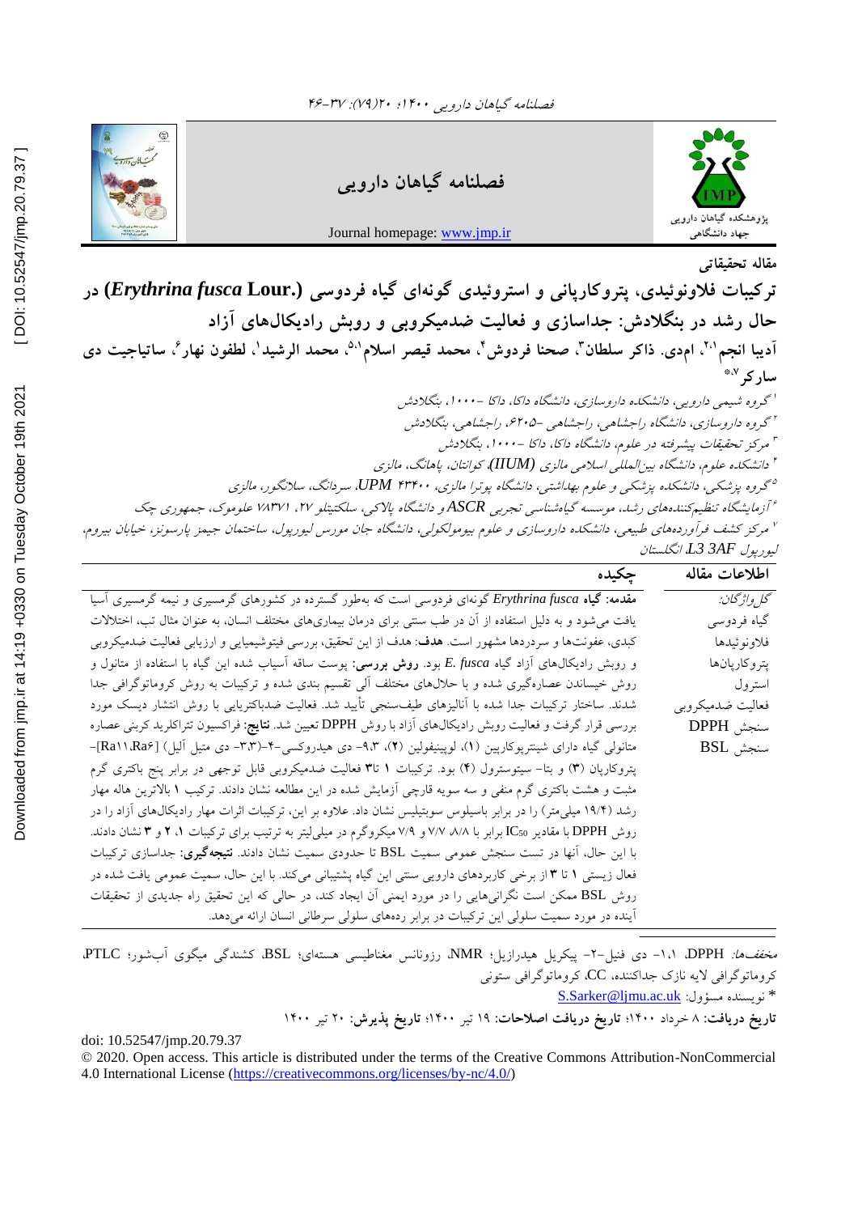**مقاله تحقیقاتی**

# ترکیبات فلاونوئیدی، پتروکارپانی و استروئیدی گونه‌ای گیاه فردوسی (*Erythrina fusca* Lour.) در حال رشد در بنگلادش: جداسازی و فعالیت ضدمیکروبی و روبش رادیکال‌های آزاد

آدیبا انجم[۱،۲]، امدی. ذاکر سلطان[۳]، صحنا فردوش[۴]، محمد قیصر اسلام[۵،۱]، محمد الرشید[۱]، لطفون نهار[۶]، ساتیاجیت دی سارکر[۷،*]

[۱] گروه شیمی دارویی، دانشکده داروسازی، دانشگاه داکا، داکا -۱۰۰۰، بنگلادش

[۲] گروه داروسازی، دانشگاه راجشاهی، راجشاهی -۶۲۰۵، راجشاهی، بنگلادش

[۳] مرکز تحقیقات پیشرفته در علوم، دانشگاه داکا، داکا -۱۰۰۰، بنگلادش

[۴] دانشکده علوم، دانشگاه بین‌المللی اسلامی مالزی (IIUM)، کوانتان، پاهانگ، مالزی

[۵] گروه پزشکی، دانشکده پزشکی و علوم بهداشتی، دانشگاه پوترا مالزی، UPM ۴۳۴۰۰، سردانگ، سلانگور، مالزی

[۶] آزمایشگاه تنظیم‌کننده‌های رشد، موسسه گیاهشناسی تجربی ASCR و دانشگاه پالاکی، سلکتیلو ۲۷، ۷۸۳۷۱ علوموک، جمهوری چک

[۷] مرکز کشف فرآورده‌های طبیعی، دانشکده داروسازی و علوم بیومولکولی، دانشگاه جان مورس لیورپول، ساختمان جیمز پارسونز، خیابان بیروم، لیورپول L3 3AF انگلستان

| اطلاعات مقاله | چکیده |
|---|---|
| گل‌واژگان: گیاه فردوسی، فلاونوئیدها، پتروکارپان‌ها، استرول، فعالیت ضدمیکروبی، سنجش DPPH، سنجش BSL | **مقدمه**: گیاه *Erythrina fusca* گونه‌ای فردوسی است که به‌طور گسترده در کشورهای گرمسیری و نیمه گرمسیری آسیا یافت می‌شود و به دلیل استفاده از آن در طب سنتی برای درمان بیماری‌های مختلف انسان، به عنوان مثال تب، اختلالات کبدی، عفونت‌ها و سردردها مشهور است. **هدف**: هدف از این تحقیق، بررسی فیتوشیمیایی و ارزیابی فعالیت ضدمیکروبی و روبش رادیکال‌های آزاد گیاه *E. fusca* بود. **روش بررسی**: پوست ساقه آسیاب شده این گیاه با استفاده از متانول و روش خیساندن عصاره‌گیری شده و با حلال‌های مختلف آلی تقسیم بندی شده و ترکیبات به روش کروماتوگرافی جدا شدند. ساختار ترکیبات جدا شده با آنالیزهای طیف‌سنجی تأیید شد. فعالیت ضدباکتریایی با روش انتشار دیسک مورد بررسی قرار گرفت و فعالیت روبش رادیکال‌های آزاد با روش DPPH تعیین شد. **نتایج**: فراکسیون تتراکلرید کربنی عصاره متانولی گیاه دارای شینترپوکارپین (۱)، لوپینیفولین (۲)، ۹،۳- دی هیدروکسی-۴-(۳،۳- دی متیل آلیل) [Ra۶،Ra۱۱]- پتروکارپان (۳) و بتا- سیتوسترول (۴) بود. ترکیبات ۱ تا ۳ فعالیت ضدمیکروبی قابل توجهی در برابر پنج باکتری گرم مثبت و هشت باکتری گرم منفی و سه سویه قارچی آزمایش شده در این مطالعه نشان دادند. ترکیب ۱ بالاترین هاله مهار رشد (۱۹/۴ میلی‌متر) را در برابر باسیلوس سوبتیلیس نشان داد. علاوه بر این، ترکیبات اثرات مهار رادیکال‌های آزاد را در روش DPPH با مقادیر $IC_{50}$ برابر با ۸/۸، ۷/۷ و ۷/۹ میکروگرم در میلی‌لیتر به ترتیب برای ترکیبات ۱، ۲ و ۳ نشان دادند. با این حال، آنها در تست سنجش عمومی سمیت BSL تا حدودی سمیت نشان دادند. **نتیجه‌گیری**: جداسازی ترکیبات فعال زیستی ۱ تا ۳ از برخی کاربردهای دارویی سنتی این گیاه پشتیبانی می‌کند. با این حال، سمیت عمومی یافت شده در روش BSL ممکن است نگرانی‌هایی را در مورد ایمنی آن ایجاد کند، در حالی که این تحقیق راه جدیدی از تحقیقات آینده در مورد سمیت سلولی این ترکیبات در برابر رده‌های سلولی سرطانی انسان ارائه می‌دهد. |

*مخفف‌ها:* DPPH، ۱،۱- دی فنیل-۲- پیکریل هیدرازیل؛ NMR، رزونانس مغناطیسی هسته‌ای؛ BSL، کشندگی میگوی آب‌شور؛ PTLC، کروماتوگرافی لایه نازک جداکننده، CC، کروماتوگرافی ستونی

\* نویسنده مسؤول: S.Sarker@ljmu.ac.uk

**تاریخ دریافت:** ۸ خرداد ۱۴۰۰؛ **تاریخ دریافت اصلاحات:** ۱۹ تیر ۱۴۰۰؛ **تاریخ پذیرش:** ۲۰ تیر ۱۴۰۰

doi: 10.52547/jmp.20.79.37

© 2020. Open access. This article is distributed under the terms of the Creative Commons Attribution-NonCommercial 4.0 International License (https://creativecommons.org/licenses/by-nc/4.0/)